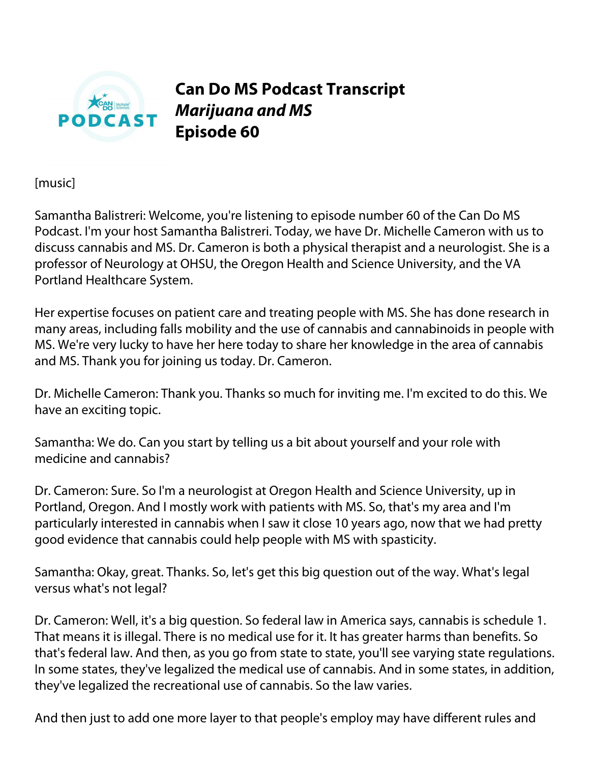# Can Do MS Podcast Transcript

## *Marijuana and MS*

## Episode 60

[music]

Samantha Balistreri: Welcome, you're listening to episode number 60 of the Can Do MS Podcast. I'm your host Samantha Balistreri. Today, we have Dr. Michelle Cameron with us to discuss cannabis and MS. Dr. Cameron is both a physical therapist and a neurologist. She is a professor of Neurology at OHSU, the Oregon Health and Science University, and the VA Portland Healthcare System.

Her expertise focuses on patient care and treating people with MS. She has done research in many areas, including falls mobility and the use of cannabis and cannabinoids in people with MS. We're very lucky to have her here today to share her knowledge in the area of cannabis and MS. Thank you for joining us today. Dr. Cameron.

Dr. Michelle Cameron: Thank you. Thanks so much for inviting me. I'm excited to do this. We have an exciting topic.

Samantha: We do. Can you start by telling us a bit about yourself and your role with medicine and cannabis?

Dr. Cameron: Sure. So I'm a neurologist at Oregon Health and Science University, up in Portland, Oregon. And I mostly work with patients with MS. So, that's my area and I'm particularly interested in cannabis when I saw it close 10 years ago, now that we had pretty good evidence that cannabis could help people with MS with spasticity.

Samantha: Okay, great. Thanks. So, let's get this big question out of the way. What's legal versus what's not legal?

Dr. Cameron: Well, it's a big question. So federal law in America says, cannabis is schedule 1. That means it is illegal. There is no medical use for it. It has greater harms than benefits. So that's federal law. And then, as you go from state to state, you'll see varying state regulations. In some states, they've legalized the medical use of cannabis. And in some states, in addition, they've legalized the recreational use of cannabis. So the law varies.

And then just to add one more layer to that people's employ may have different rules and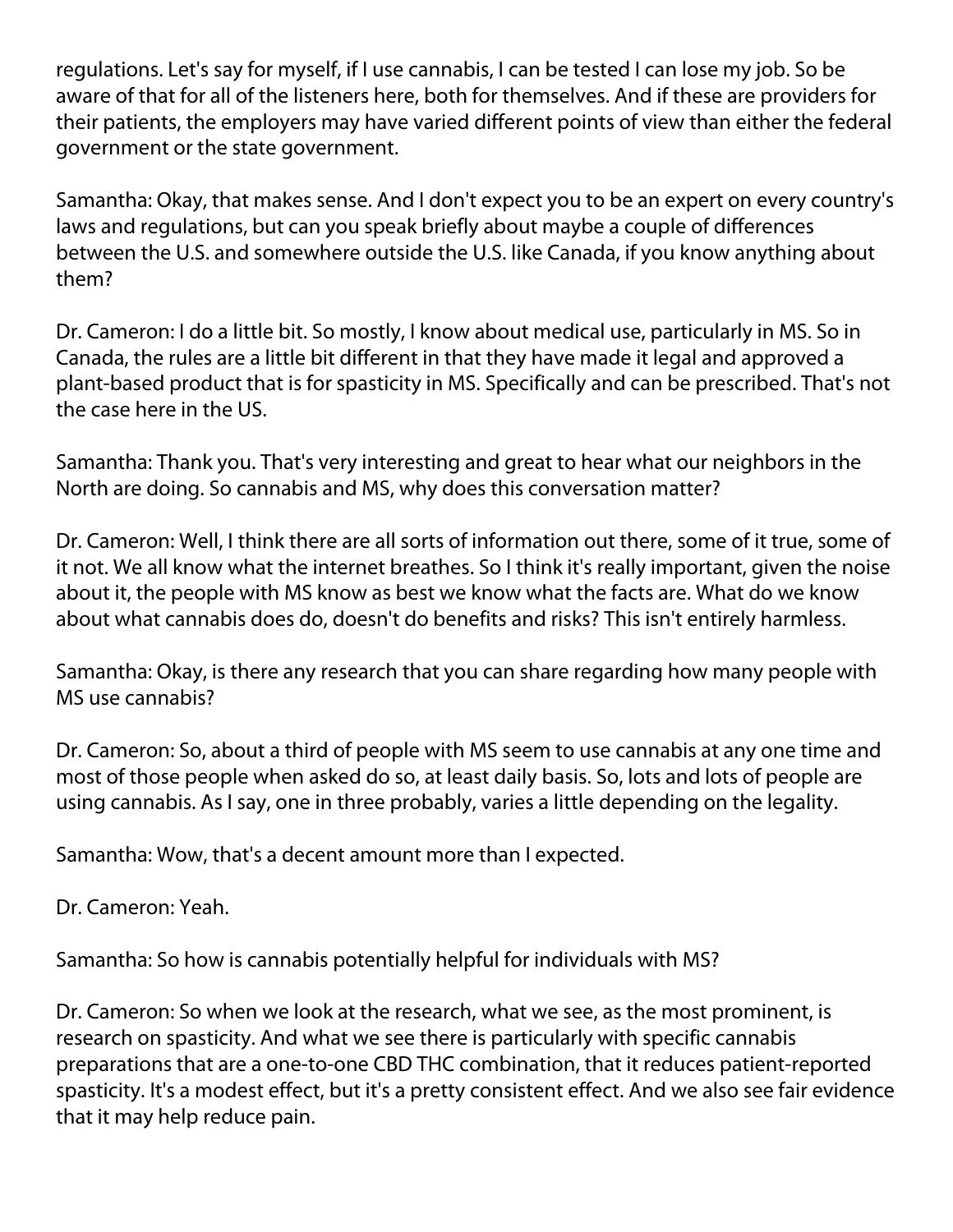regulations. Let's say for myself, if I use cannabis, I can be tested I can lose my job. So be aware of that for all of the listeners here, both for themselves. And if these are providers for their patients, the employers may have varied different points of view than either the federal government or the state government.

Samantha: Okay, that makes sense. And I don't expect you to be an expert on every country's laws and regulations, but can you speak briefly about maybe a couple of differences between the U.S. and somewhere outside the U.S. like Canada, if you know anything about them?

Dr. Cameron: I do a little bit. So mostly, I know about medical use, particularly in MS. So in Canada, the rules are a little bit different in that they have made it legal and approved a plant-based product that is for spasticity in MS. Specifically and can be prescribed. That's not the case here in the US.

Samantha: Thank you. That's very interesting and great to hear what our neighbors in the North are doing. So cannabis and MS, why does this conversation matter?

Dr. Cameron: Well, I think there are all sorts of information out there, some of it true, some of it not. We all know what the internet breathes. So I think it's really important, given the noise about it, the people with MS know as best we know what the facts are. What do we know about what cannabis does do, doesn't do benefits and risks? This isn't entirely harmless.

Samantha: Okay, is there any research that you can share regarding how many people with MS use cannabis?

Dr. Cameron: So, about a third of people with MS seem to use cannabis at any one time and most of those people when asked do so, at least daily basis. So, lots and lots of people are using cannabis. As I say, one in three probably, varies a little depending on the legality.

Samantha: Wow, that's a decent amount more than I expected.

Dr. Cameron: Yeah.

Samantha: So how is cannabis potentially helpful for individuals with MS?

Dr. Cameron: So when we look at the research, what we see, as the most prominent, is research on spasticity. And what we see there is particularly with specific cannabis preparations that are a one-to-one CBD THC combination, that it reduces patient-reported spasticity. It's a modest effect, but it's a pretty consistent effect. And we also see fair evidence that it may help reduce pain.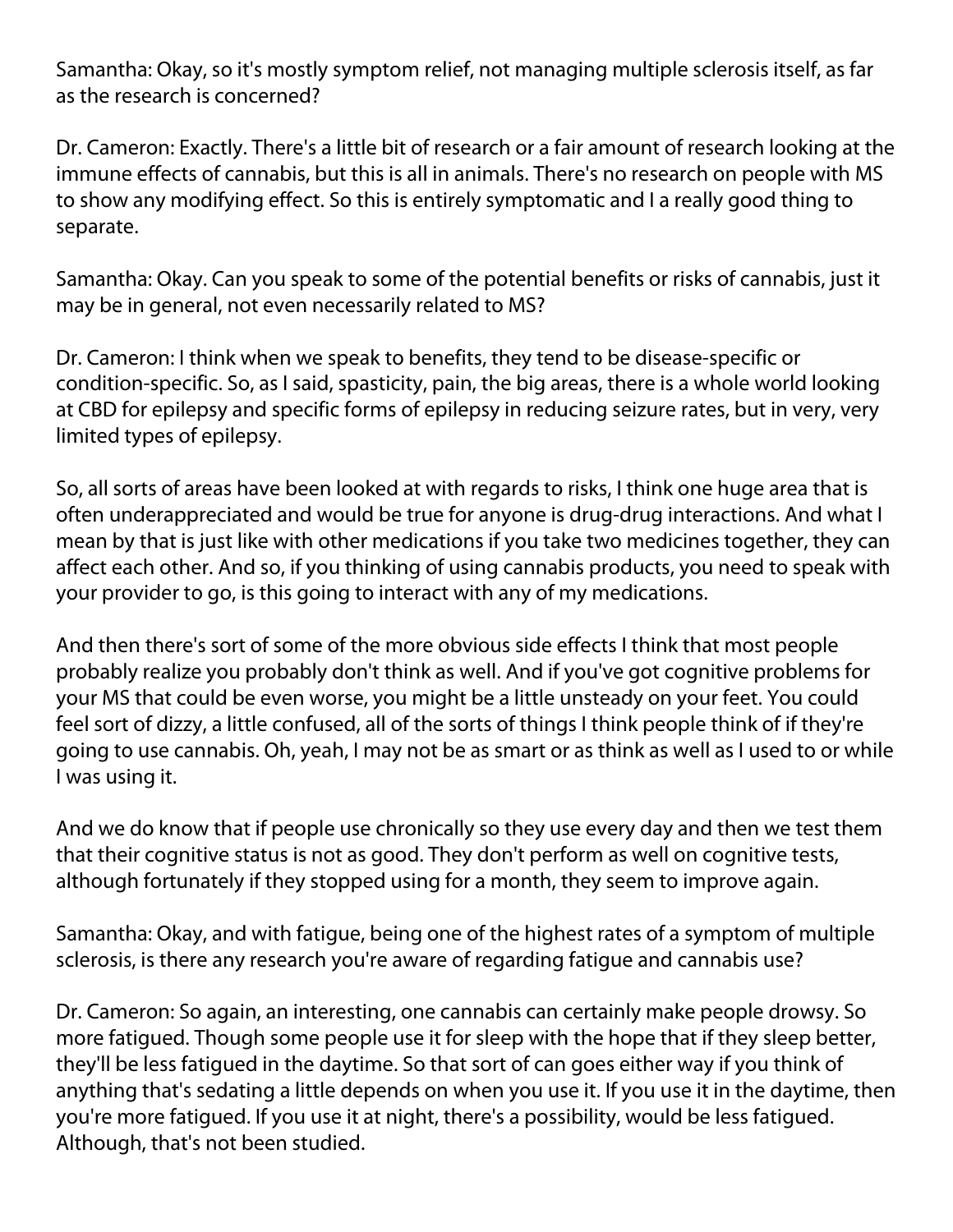Samantha: Okay, so it's mostly symptom relief, not managing multiple sclerosis itself, as far as the research is concerned?

Dr. Cameron: Exactly. There's a little bit of research or a fair amount of research looking at the immune effects of cannabis, but this is all in animals. There's no research on people with MS to show any modifying effect. So this is entirely symptomatic and I a really good thing to separate.

Samantha: Okay. Can you speak to some of the potential benefits or risks of cannabis, just it may be in general, not even necessarily related to MS?

Dr. Cameron: I think when we speak to benefits, they tend to be disease-specific or condition-specific. So, as I said, spasticity, pain, the big areas, there is a whole world looking at CBD for epilepsy and specific forms of epilepsy in reducing seizure rates, but in very, very limited types of epilepsy.

So, all sorts of areas have been looked at with regards to risks, I think one huge area that is often underappreciated and would be true for anyone is drug-drug interactions. And what I mean by that is just like with other medications if you take two medicines together, they can affect each other. And so, if you thinking of using cannabis products, you need to speak with your provider to go, is this going to interact with any of my medications.

And then there's sort of some of the more obvious side effects I think that most people probably realize you probably don't think as well. And if you've got cognitive problems for your MS that could be even worse, you might be a little unsteady on your feet. You could feel sort of dizzy, a little confused, all of the sorts of things I think people think of if they're going to use cannabis. Oh, yeah, I may not be as smart or as think as well as I used to or while I was using it.

And we do know that if people use chronically so they use every day and then we test them that their cognitive status is not as good. They don't perform as well on cognitive tests, although fortunately if they stopped using for a month, they seem to improve again.

Samantha: Okay, and with fatigue, being one of the highest rates of a symptom of multiple sclerosis, is there any research you're aware of regarding fatigue and cannabis use?

Dr. Cameron: So again, an interesting, one cannabis can certainly make people drowsy. So more fatigued. Though some people use it for sleep with the hope that if they sleep better, they'll be less fatigued in the daytime. So that sort of can goes either way if you think of anything that's sedating a little depends on when you use it. If you use it in the daytime, then you're more fatigued. If you use it at night, there's a possibility, would be less fatigued. Although, that's not been studied.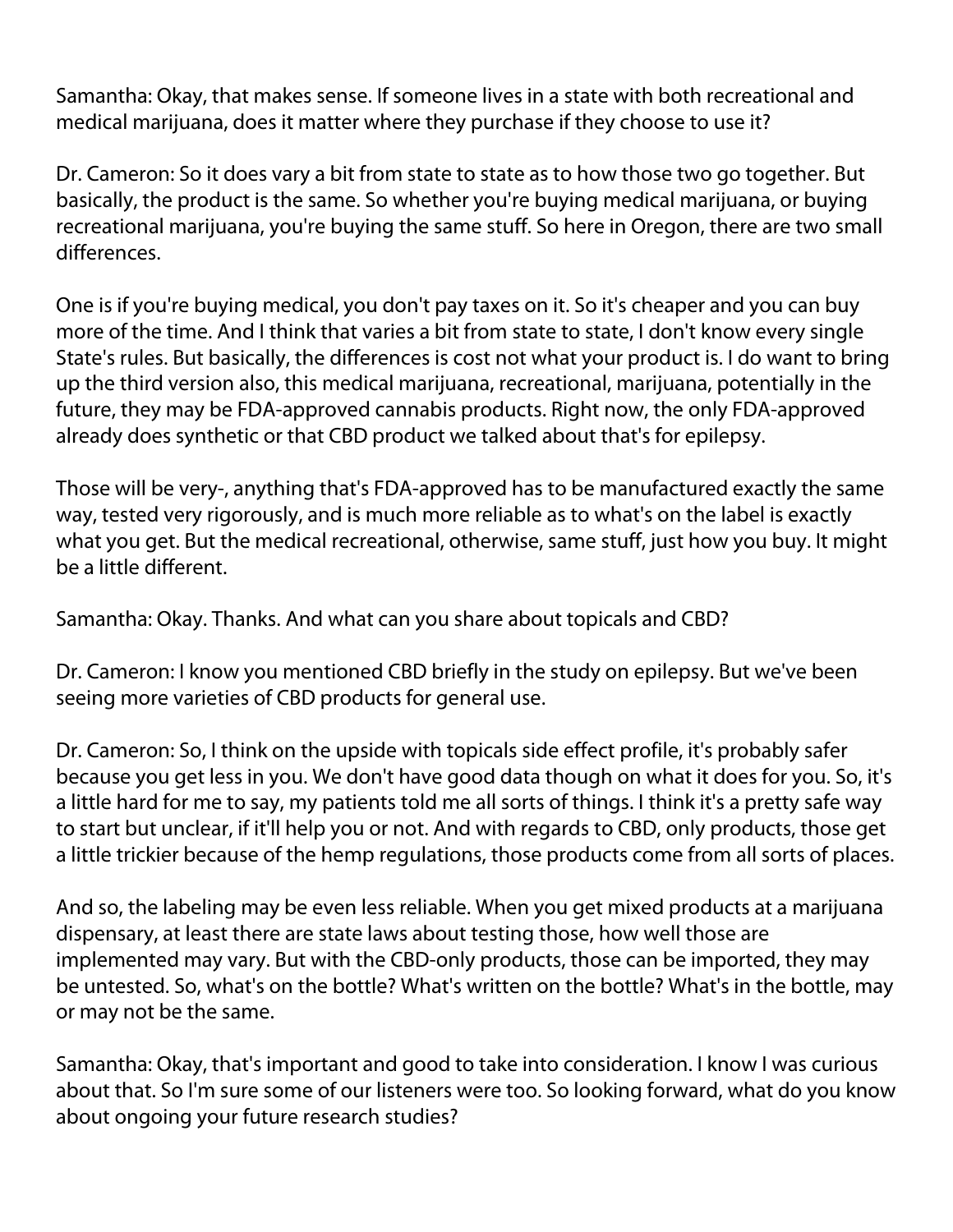Samantha: Okay, that makes sense. If someone lives in a state with both recreational and medical marijuana, does it matter where they purchase if they choose to use it?

Dr. Cameron: So it does vary a bit from state to state as to how those two go together. But basically, the product is the same. So whether you're buying medical marijuana, or buying recreational marijuana, you're buying the same stuff. So here in Oregon, there are two small differences.

One is if you're buying medical, you don't pay taxes on it. So it's cheaper and you can buy more of the time. And I think that varies a bit from state to state, I don't know every single State's rules. But basically, the differences is cost not what your product is. I do want to bring up the third version also, this medical marijuana, recreational, marijuana, potentially in the future, they may be FDA-approved cannabis products. Right now, the only FDA-approved already does synthetic or that CBD product we talked about that's for epilepsy.

Those will be very-, anything that's FDA-approved has to be manufactured exactly the same way, tested very rigorously, and is much more reliable as to what's on the label is exactly what you get. But the medical recreational, otherwise, same stuff, just how you buy. It might be a little different.

Samantha: Okay. Thanks. And what can you share about topicals and CBD?

Dr. Cameron: I know you mentioned CBD briefly in the study on epilepsy. But we've been seeing more varieties of CBD products for general use.

Dr. Cameron: So, I think on the upside with topicals side effect profile, it's probably safer because you get less in you. We don't have good data though on what it does for you. So, it's a little hard for me to say, my patients told me all sorts of things. I think it's a pretty safe way to start but unclear, if it'll help you or not. And with regards to CBD, only products, those get a little trickier because of the hemp regulations, those products come from all sorts of places.

And so, the labeling may be even less reliable. When you get mixed products at a marijuana dispensary, at least there are state laws about testing those, how well those are implemented may vary. But with the CBD-only products, those can be imported, they may be untested. So, what's on the bottle? What's written on the bottle? What's in the bottle, may or may not be the same.

Samantha: Okay, that's important and good to take into consideration. I know I was curious about that. So I'm sure some of our listeners were too. So looking forward, what do you know about ongoing your future research studies?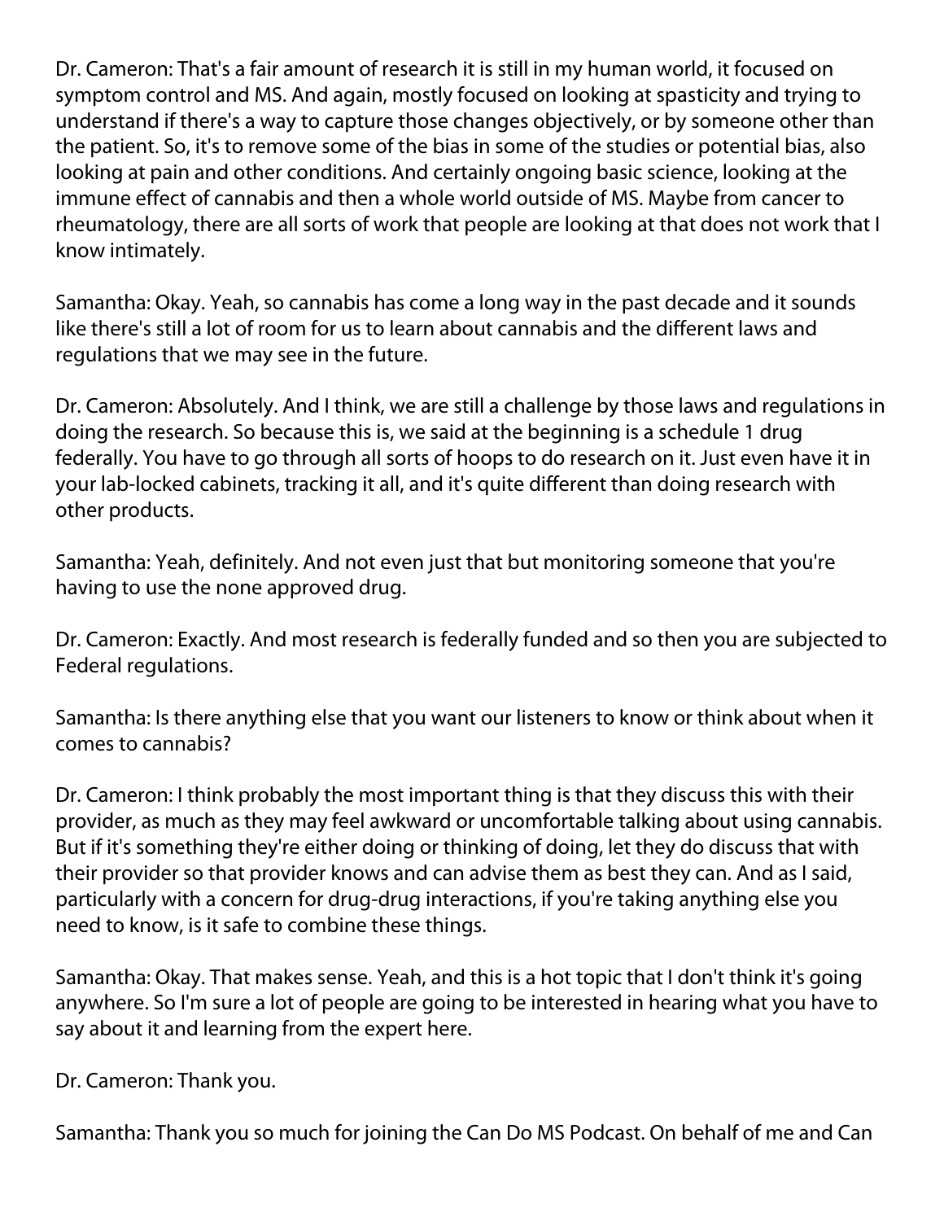Dr. Cameron: That's a fair amount of research it is still in my human world, it focused on symptom control and MS. And again, mostly focused on looking at spasticity and trying to understand if there's a way to capture those changes objectively, or by someone other than the patient. So, it's to remove some of the bias in some of the studies or potential bias, also looking at pain and other conditions. And certainly ongoing basic science, looking at the immune effect of cannabis and then a whole world outside of MS. Maybe from cancer to rheumatology, there are all sorts of work that people are looking at that does not work that I know intimately.

Samantha: Okay. Yeah, so cannabis has come a long way in the past decade and it sounds like there's still a lot of room for us to learn about cannabis and the different laws and regulations that we may see in the future.

Dr. Cameron: Absolutely. And I think, we are still a challenge by those laws and regulations in doing the research. So because this is, we said at the beginning is a schedule 1 drug federally. You have to go through all sorts of hoops to do research on it. Just even have it in your lab-locked cabinets, tracking it all, and it's quite different than doing research with other products.

Samantha: Yeah, definitely. And not even just that but monitoring someone that you're having to use the none approved drug.

Dr. Cameron: Exactly. And most research is federally funded and so then you are subjected to Federal regulations.

Samantha: Is there anything else that you want our listeners to know or think about when it comes to cannabis?

Dr. Cameron: I think probably the most important thing is that they discuss this with their provider, as much as they may feel awkward or uncomfortable talking about using cannabis. But if it's something they're either doing or thinking of doing, let they do discuss that with their provider so that provider knows and can advise them as best they can. And as I said, particularly with a concern for drug-drug interactions, if you're taking anything else you need to know, is it safe to combine these things.

Samantha: Okay. That makes sense. Yeah, and this is a hot topic that I don't think it's going anywhere. So I'm sure a lot of people are going to be interested in hearing what you have to say about it and learning from the expert here.

Dr. Cameron: Thank you.

Samantha: Thank you so much for joining the Can Do MS Podcast. On behalf of me and Can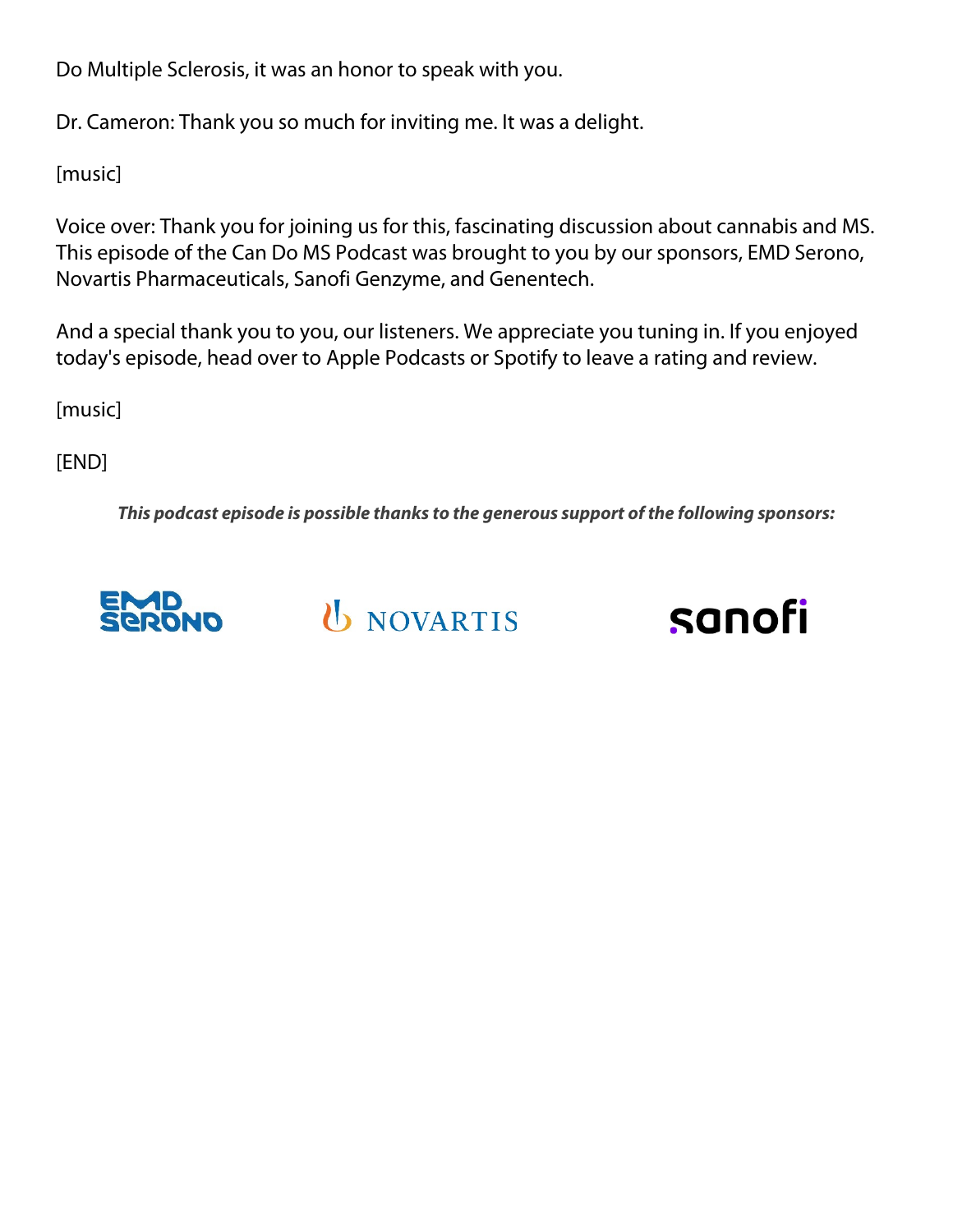Do Multiple Sclerosis, it was an honor to speak with you.

Dr. Cameron: Thank you so much for inviting me. It was a delight.

[music]

Voice over: Thank you for joining us for this, fascinating discussion about cannabis and MS. This episode of the Can Do MS Podcast was brought to you by our sponsors, EMD Serono, Novartis Pharmaceuticals, Sanofi Genzyme, and Genentech.

And a special thank you to you, our listeners. We appreciate you tuning in. If you enjoyed today's episode, head over to Apple Podcasts or Spotify to leave a rating and review.

[music]

[END]

***This podcast episode is possible thanks to the generous support of the following sponsors:***

EMD SERONO NOVARTIS sanofi